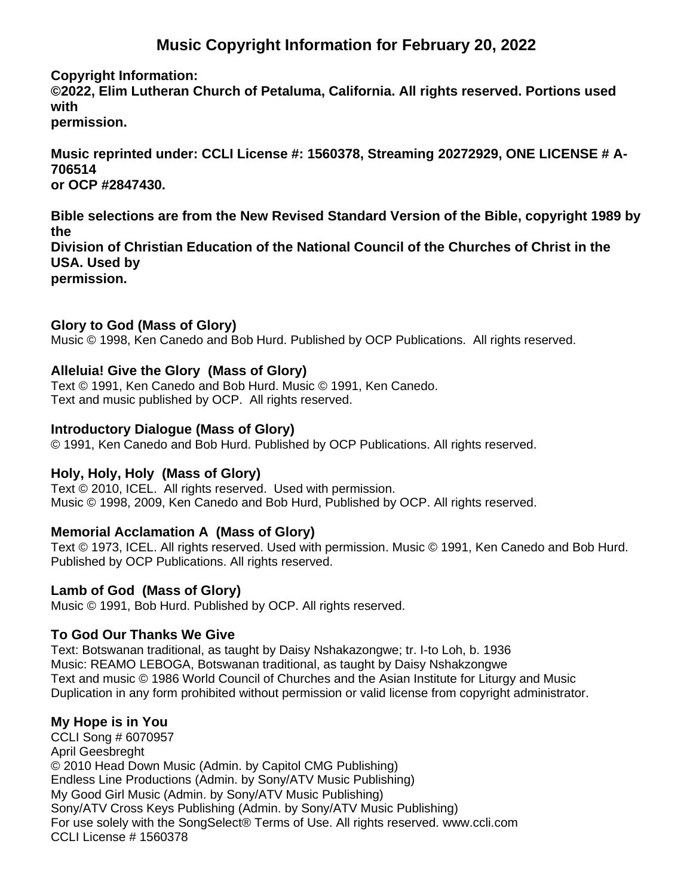# Music Copyright Information for February 20, 2022

**Copyright Information:**
**©2022, Elim Lutheran Church of Petaluma, California. All rights reserved. Portions used with permission.**

**Music reprinted under: CCLI License #: 1560378, Streaming 20272929, ONE LICENSE # A-706514 or OCP #2847430.**

**Bible selections are from the New Revised Standard Version of the Bible, copyright 1989 by the Division of Christian Education of the National Council of the Churches of Christ in the USA. Used by permission.**

### Glory to God (Mass of Glory)

Music © 1998, Ken Canedo and Bob Hurd. Published by OCP Publications. All rights reserved.

### Alleluia! Give the Glory (Mass of Glory)

Text © 1991, Ken Canedo and Bob Hurd. Music © 1991, Ken Canedo.
Text and music published by OCP. All rights reserved.

### Introductory Dialogue (Mass of Glory)

© 1991, Ken Canedo and Bob Hurd. Published by OCP Publications. All rights reserved.

### Holy, Holy, Holy (Mass of Glory)

Text © 2010, ICEL. All rights reserved. Used with permission.
Music © 1998, 2009, Ken Canedo and Bob Hurd, Published by OCP. All rights reserved.

### Memorial Acclamation A (Mass of Glory)

Text © 1973, ICEL. All rights reserved. Used with permission. Music © 1991, Ken Canedo and Bob Hurd. Published by OCP Publications. All rights reserved.

### Lamb of God (Mass of Glory)

Music © 1991, Bob Hurd. Published by OCP. All rights reserved.

### To God Our Thanks We Give

Text: Botswanan traditional, as taught by Daisy Nshakazongwe; tr. I-to Loh, b. 1936
Music: REAMO LEBOGA, Botswanan traditional, as taught by Daisy Nshakzongwe
Text and music © 1986 World Council of Churches and the Asian Institute for Liturgy and Music
Duplication in any form prohibited without permission or valid license from copyright administrator.

### My Hope is in You

CCLI Song # 6070957
April Geesbreght
© 2010 Head Down Music (Admin. by Capitol CMG Publishing)
Endless Line Productions (Admin. by Sony/ATV Music Publishing)
My Good Girl Music (Admin. by Sony/ATV Music Publishing)
Sony/ATV Cross Keys Publishing (Admin. by Sony/ATV Music Publishing)
For use solely with the SongSelect® Terms of Use. All rights reserved. www.ccli.com
CCLI License # 1560378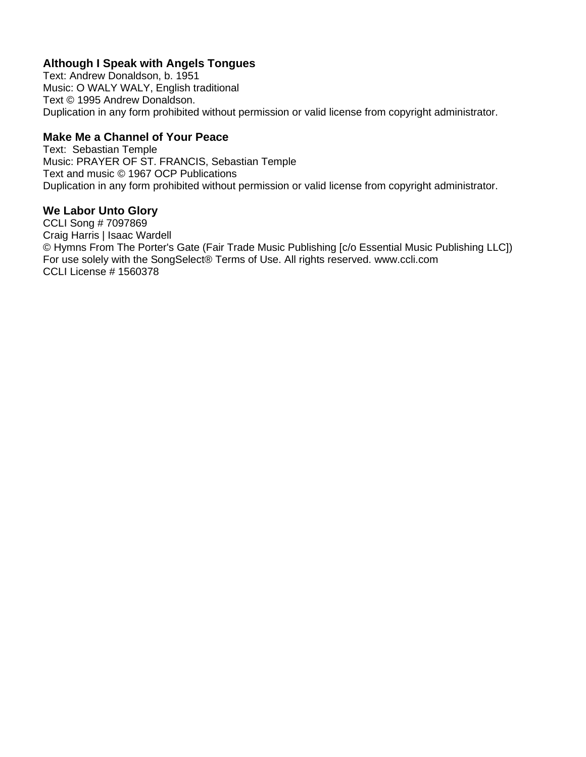**Although I Speak with Angels Tongues**
Text: Andrew Donaldson, b. 1951
Music: O WALY WALY, English traditional
Text © 1995 Andrew Donaldson.
Duplication in any form prohibited without permission or valid license from copyright administrator.

**Make Me a Channel of Your Peace**
Text: Sebastian Temple
Music: PRAYER OF ST. FRANCIS, Sebastian Temple
Text and music © 1967 OCP Publications
Duplication in any form prohibited without permission or valid license from copyright administrator.

**We Labor Unto Glory**
CCLI Song # 7097869
Craig Harris | Isaac Wardell
© Hymns From The Porter's Gate (Fair Trade Music Publishing [c/o Essential Music Publishing LLC])
For use solely with the SongSelect® Terms of Use. All rights reserved. www.ccli.com
CCLI License # 1560378